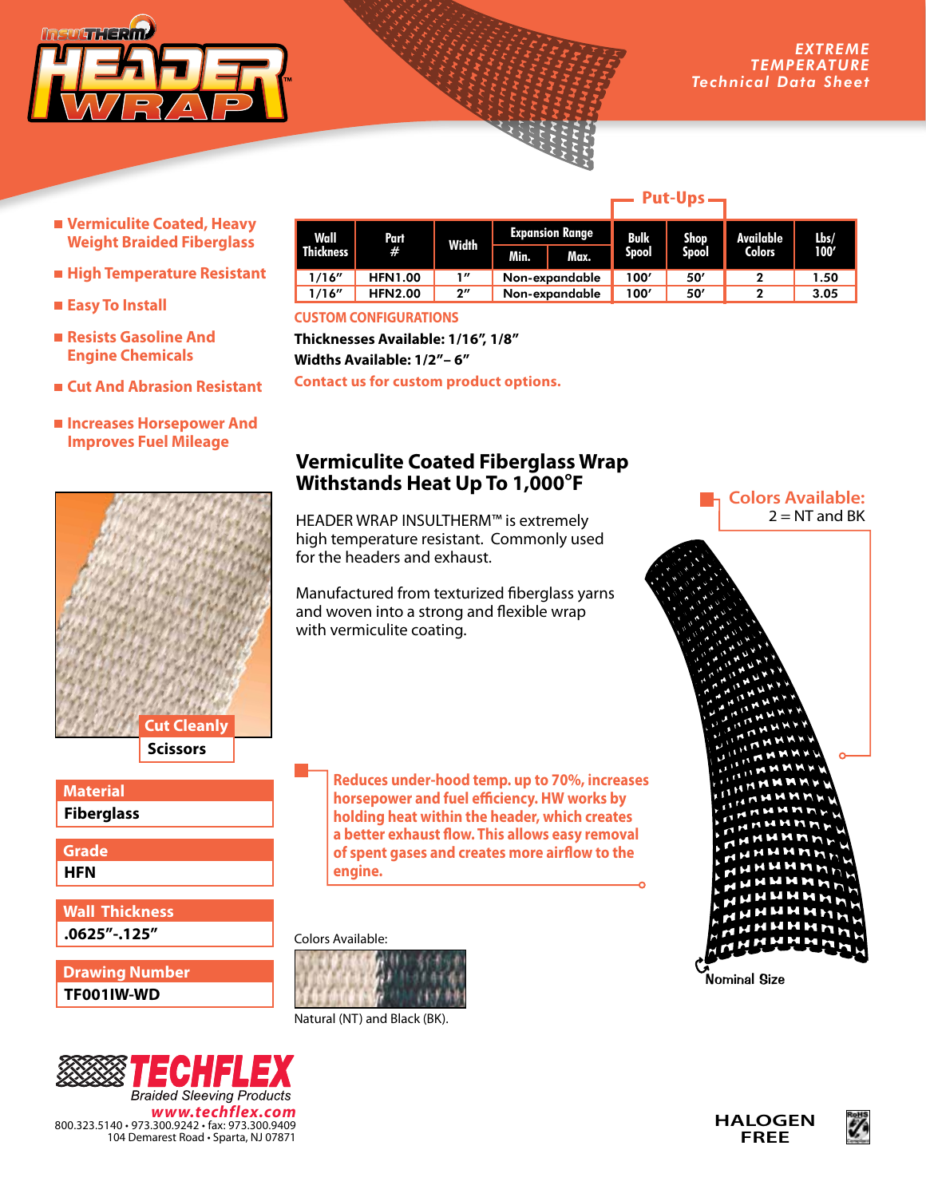# INSULTHERM HEADER WRAP™

*EXTREME TEMPERATURE Technical Data Sheet*

- Vermiculite Coated, Heavy Weight Braided Fiberglass
- High Temperature Resistant
- Easy To Install
- Resists Gasoline And Engine Chemicals
- Cut And Abrasion Resistant
- Increases Horsepower And Improves Fuel Mileage

| Wall Thickness | Part # | Width | Expansion Range | | Put-Ups | | Available Colors | Lbs/ 100′ |
|---|---|---|---|---|---|---|---|---|
| | | | Min. | Max. | Bulk Spool | Shop Spool | | |
| 1/16″ | HFN1.00 | 1″ | Non-expandable | | 100′ | 50′ | 2 | 1.50 |
| 1/16″ | HFN2.00 | 2″ | Non-expandable | | 100′ | 50′ | 2 | 3.05 |

**CUSTOM CONFIGURATIONS**

**Thicknesses Available: 1/16″, 1/8″**

**Widths Available: 1/2″– 6″**

**Contact us for custom product options.**

## Vermiculite Coated Fiberglass Wrap Withstands Heat Up To 1,000°F

HEADER WRAP INSULTHERM™ is extremely high temperature resistant. Commonly used for the headers and exhaust.

Manufactured from texturized fiberglass yarns and woven into a strong and flexible wrap with vermiculite coating.

**Colors Available:** 2 = NT and BK

Nominal Size

**Cut Cleanly**
**Scissors**

**Reduces under-hood temp. up to 70%, increases horsepower and fuel efficiency. HW works by holding heat within the header, which creates a better exhaust flow. This allows easy removal of spent gases and creates more airflow to the engine.**

| Material |
|---|
| Fiberglass |

| Grade |
|---|
| HFN |

| Wall Thickness |
|---|
| .0625″-.125″ |

| Drawing Number |
|---|
| TF001IW-WD |

Colors Available:

Natural (NT) and Black (BK).

**TECHFLEX** *Braided Sleeving Products*
www.techflex.com
800.323.5140 • 973.300.9242 • fax: 973.300.9409
104 Demarest Road • Sparta, NJ 07871

HALOGEN FREE

RoHS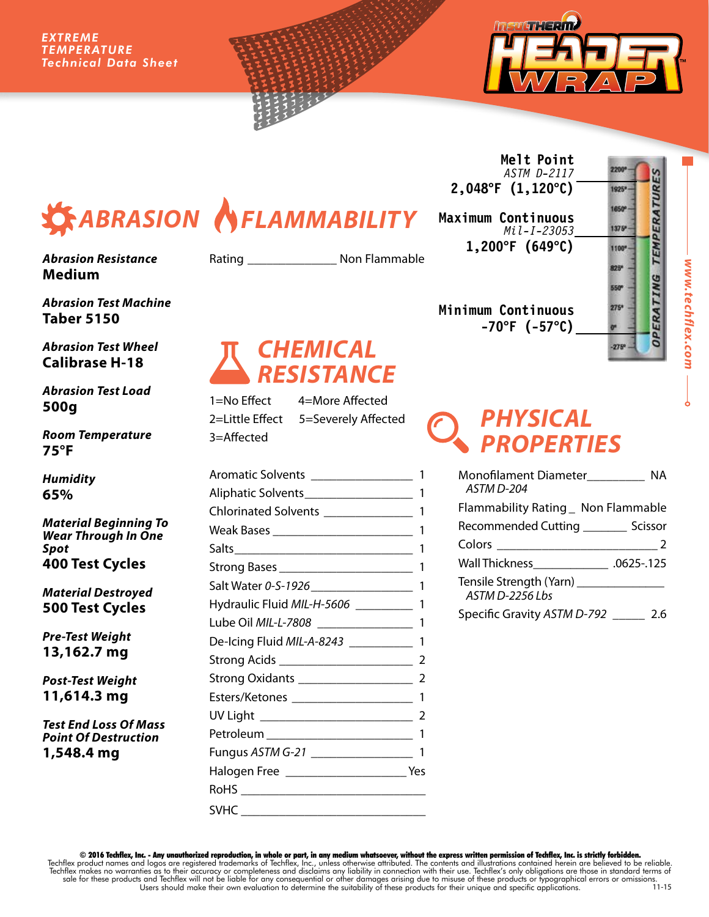*EXTREME TEMPERATURE Technical Data Sheet*

INSULTHERM HEADER WRAP™

**Melt Point**
*ASTM D-2117*
**2,048°F (1,120°C)**

**Maximum Continuous**
*Mil-I-23053*
**1,200°F (649°C)**

**Minimum Continuous**
**-70°F (-57°C)**

OPERATING TEMPERATURES

2200°
1925°
1650°
1375°
1100°
825°
550°
275°
0°
-275°

www.techflex.com

## ABRASION

***Abrasion Resistance***
**Medium**

***Abrasion Test Machine***
**Taber 5150**

***Abrasion Test Wheel***
**Calibrase H-18**

***Abrasion Test Load***
**500g**

***Room Temperature***
**75°F**

***Humidity***
**65%**

***Material Beginning To Wear Through In One Spot***
**400 Test Cycles**

***Material Destroyed***
**500 Test Cycles**

***Pre-Test Weight***
**13,162.7 mg**

***Post-Test Weight***
**11,614.3 mg**

***Test End Loss Of Mass Point Of Destruction***
**1,548.4 mg**

## FLAMMABILITY

Rating ______________ Non Flammable

## CHEMICAL RESISTANCE

1=No Effect
2=Little Effect
3=Affected
4=More Affected
5=Severely Affected

| | |
|---|---|
| Aromatic Solvents | 1 |
| Aliphatic Solvents | 1 |
| Chlorinated Solvents | 1 |
| Weak Bases | 1 |
| Salts | 1 |
| Strong Bases | 1 |
| Salt Water *0-S-1926* | 1 |
| Hydraulic Fluid *MIL-H-5606* | 1 |
| Lube Oil *MIL-L-7808* | 1 |
| De-Icing Fluid *MIL-A-8243* | 1 |
| Strong Acids | 2 |
| Strong Oxidants | 2 |
| Esters/Ketones | 1 |
| UV Light | 2 |
| Petroleum | 1 |
| Fungus *ASTM G-21* | 1 |
| Halogen Free | Yes |
| RoHS | |
| SVHC | |

## PHYSICAL PROPERTIES

| | |
|---|---|
| Monofilament Diameter *ASTM D-204* | NA |
| Flammability Rating | Non Flammable |
| Recommended Cutting | Scissor |
| Colors | 2 |
| Wall Thickness | .0625-.125 |
| Tensile Strength (Yarn) *ASTM D-2256 Lbs* | |
| Specific Gravity *ASTM D-792* | 2.6 |

**© 2016 Techflex, Inc. - Any unauthorized reproduction, in whole or part, in any medium whatsoever, without the express written permission of Techflex, Inc. is strictly forbidden.**
Techflex product names and logos are registered trademarks of Techflex, Inc., unless otherwise attributed. The contents and illustrations contained herein are believed to be reliable. Techflex makes no warranties as to their accuracy or completeness and disclaims any liability in connection with their use. Techflex's only obligations are those in standard terms of sale for these products and Techflex will not be liable for any consequential or other damages arising due to misuse of these products or typographical errors or omissions. Users should make their own evaluation to determine the suitability of these products for their unique and specific applications.

11-15